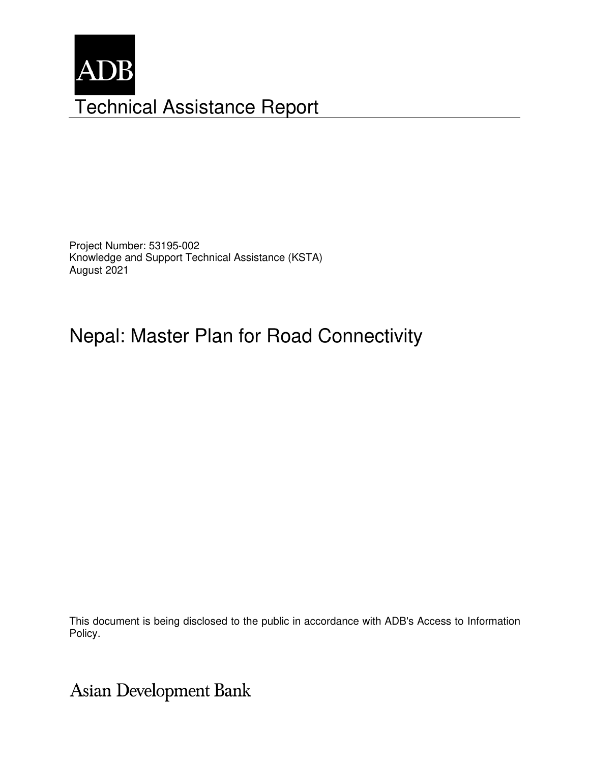ADB

# Technical Assistance Report

Project Number: 53195-002
Knowledge and Support Technical Assistance (KSTA)
August 2021

# Nepal: Master Plan for Road Connectivity

This document is being disclosed to the public in accordance with ADB's Access to Information Policy.

Asian Development Bank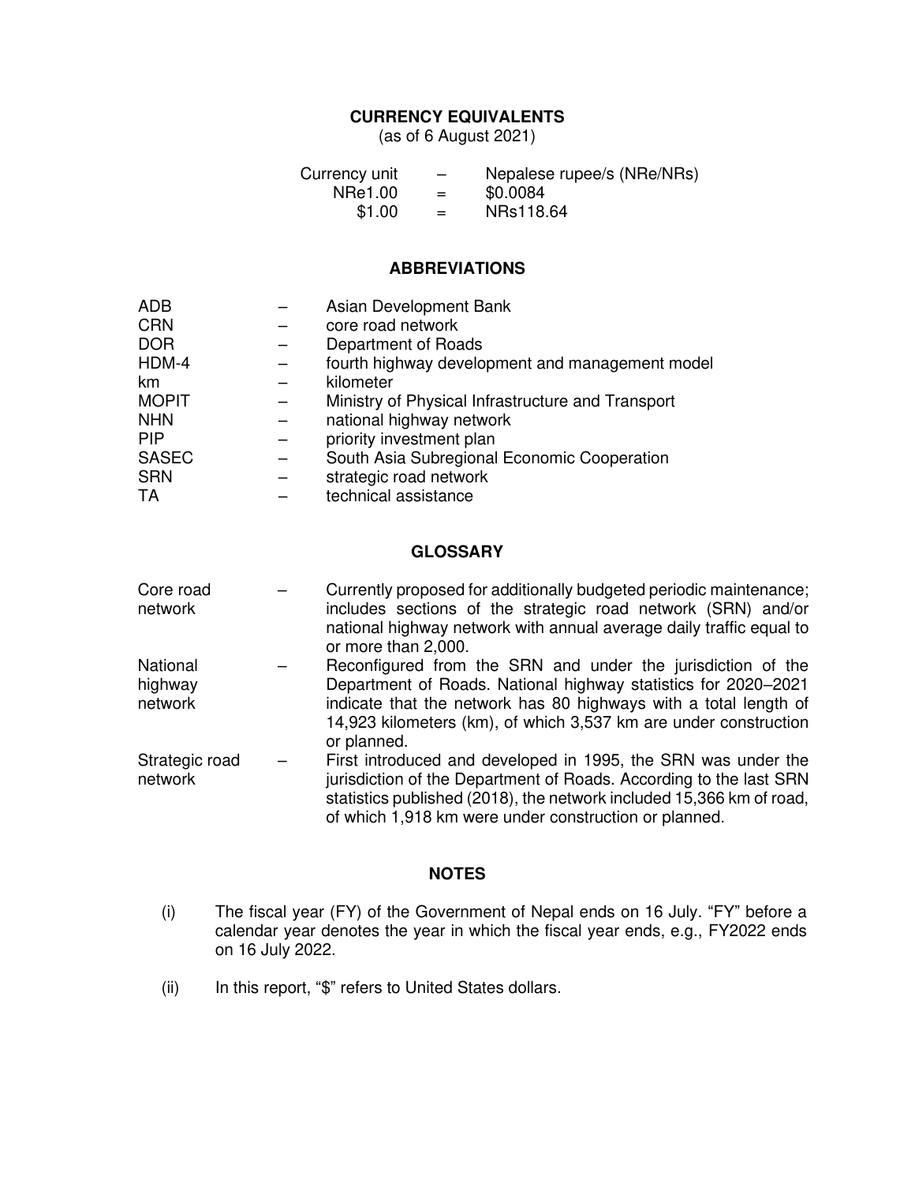## CURRENCY EQUIVALENTS

(as of 6 August 2021)

| | | |
|---|---|---|
| Currency unit | – | Nepalese rupee/s (NRe/NRs) |
| NRe1.00 | = | $0.0084 |
| $1.00 | = | NRs118.64 |

## ABBREVIATIONS

| | | |
|---|---|---|
| ADB | – | Asian Development Bank |
| CRN | – | core road network |
| DOR | – | Department of Roads |
| HDM-4 | – | fourth highway development and management model |
| km | – | kilometer |
| MOPIT | – | Ministry of Physical Infrastructure and Transport |
| NHN | – | national highway network |
| PIP | – | priority investment plan |
| SASEC | – | South Asia Subregional Economic Cooperation |
| SRN | – | strategic road network |
| TA | – | technical assistance |

## GLOSSARY

| | | |
|---|---|---|
| Core road network | – | Currently proposed for additionally budgeted periodic maintenance; includes sections of the strategic road network (SRN) and/or national highway network with annual average daily traffic equal to or more than 2,000. |
| National highway network | – | Reconfigured from the SRN and under the jurisdiction of the Department of Roads. National highway statistics for 2020–2021 indicate that the network has 80 highways with a total length of 14,923 kilometers (km), of which 3,537 km are under construction or planned. |
| Strategic road network | – | First introduced and developed in 1995, the SRN was under the jurisdiction of the Department of Roads. According to the last SRN statistics published (2018), the network included 15,366 km of road, of which 1,918 km were under construction or planned. |

## NOTES

(i) The fiscal year (FY) of the Government of Nepal ends on 16 July. "FY" before a calendar year denotes the year in which the fiscal year ends, e.g., FY2022 ends on 16 July 2022.

(ii) In this report, "$" refers to United States dollars.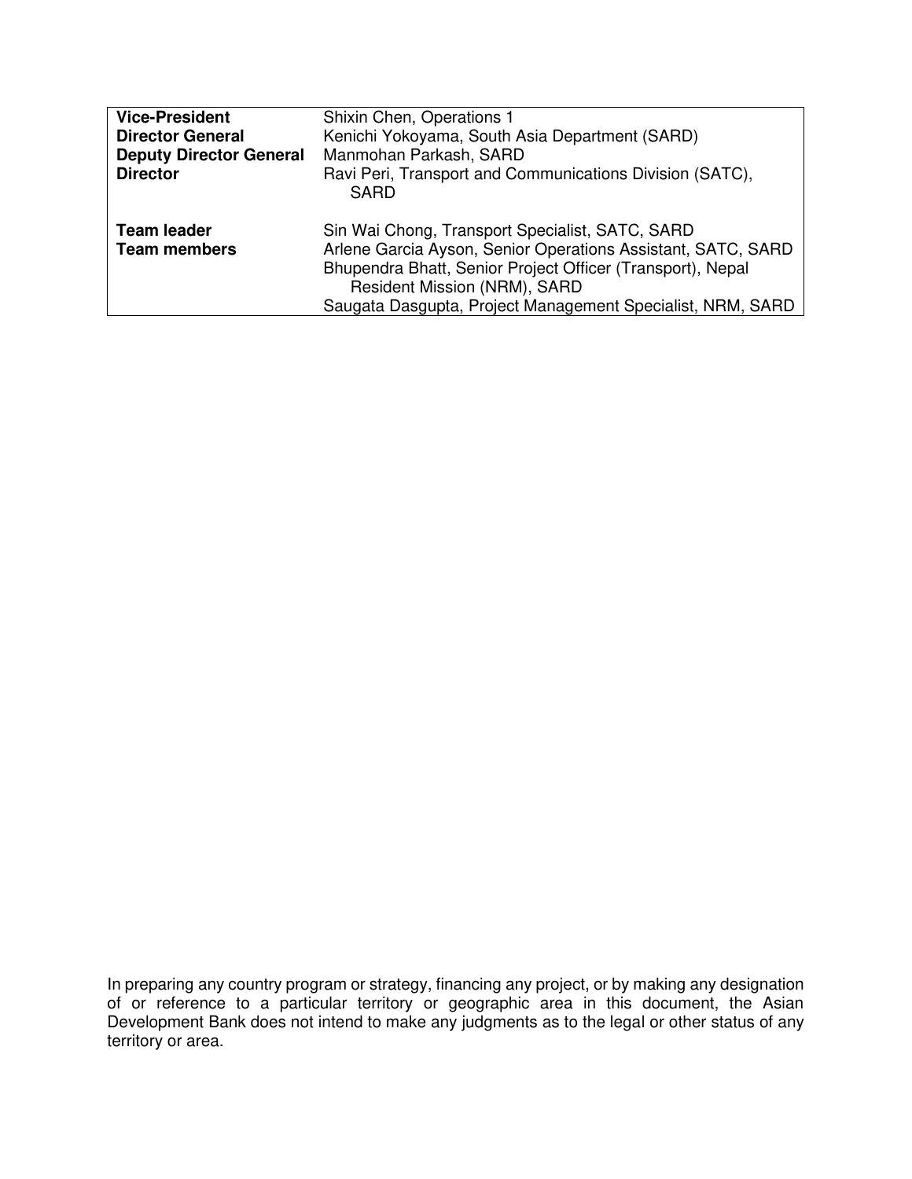| | |
|---|---|
| **Vice-President** | Shixin Chen, Operations 1 |
| **Director General** | Kenichi Yokoyama, South Asia Department (SARD) |
| **Deputy Director General** | Manmohan Parkash, SARD |
| **Director** | Ravi Peri, Transport and Communications Division (SATC), SARD |
| | |
| **Team leader** | Sin Wai Chong, Transport Specialist, SATC, SARD |
| **Team members** | Arlene Garcia Ayson, Senior Operations Assistant, SATC, SARD |
| | Bhupendra Bhatt, Senior Project Officer (Transport), Nepal Resident Mission (NRM), SARD |
| | Saugata Dasgupta, Project Management Specialist, NRM, SARD |

In preparing any country program or strategy, financing any project, or by making any designation of or reference to a particular territory or geographic area in this document, the Asian Development Bank does not intend to make any judgments as to the legal or other status of any territory or area.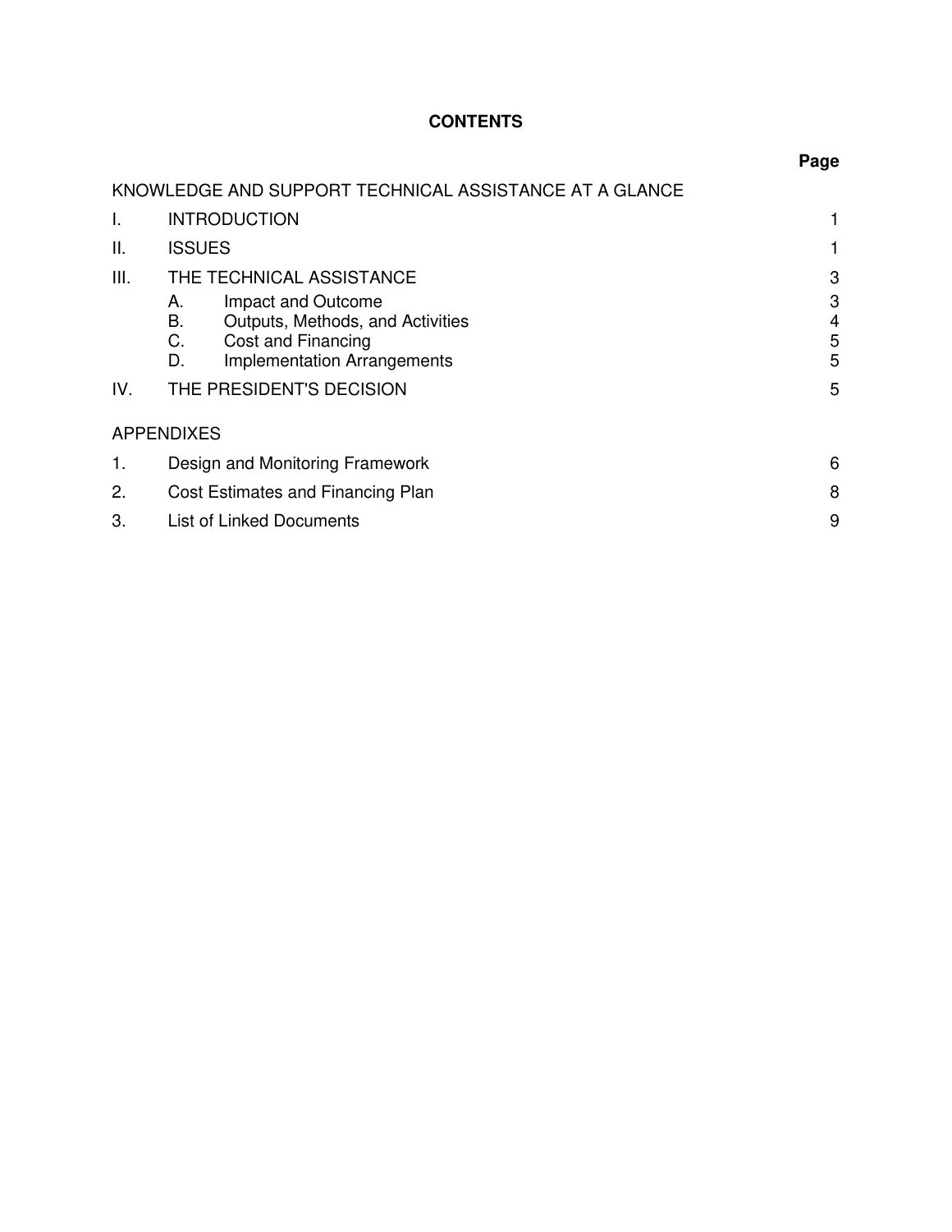# CONTENTS

| | | Page |
|---|---|---|
| | KNOWLEDGE AND SUPPORT TECHNICAL ASSISTANCE AT A GLANCE | |
| I. | INTRODUCTION | 1 |
| II. | ISSUES | 1 |
| III. | THE TECHNICAL ASSISTANCE | 3 |
| | A. Impact and Outcome | 3 |
| | B. Outputs, Methods, and Activities | 4 |
| | C. Cost and Financing | 5 |
| | D. Implementation Arrangements | 5 |
| IV. | THE PRESIDENT'S DECISION | 5 |
| | APPENDIXES | |
| 1. | Design and Monitoring Framework | 6 |
| 2. | Cost Estimates and Financing Plan | 8 |
| 3. | List of Linked Documents | 9 |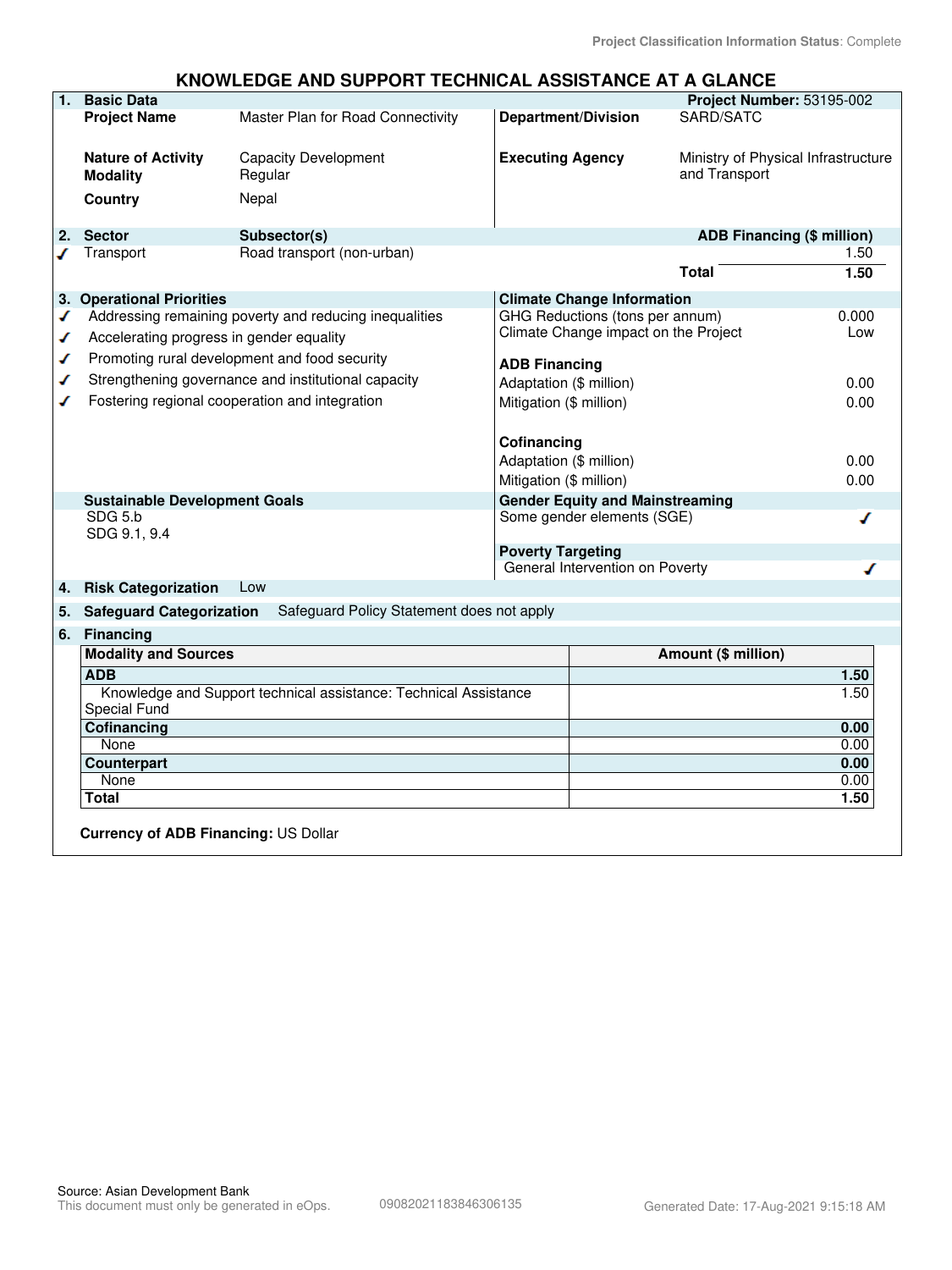Project Classification Information Status: Complete

# KNOWLEDGE AND SUPPORT TECHNICAL ASSISTANCE AT A GLANCE

## 1. Basic Data

**Project Number:** 53195-002

| | | | |
|---|---|---|---|
| **Project Name** | Master Plan for Road Connectivity | **Department/Division** | SARD/SATC |
| **Nature of Activity** | Capacity Development | **Executing Agency** | Ministry of Physical Infrastructure and Transport |
| **Modality** | Regular | | |
| **Country** | Nepal | | |

## 2. Sector

| | Sector | Subsector(s) | ADB Financing ($ million) |
|---|---|---|---|
| ✓ | Transport | Road transport (non-urban) | 1.50 |
| | | **Total** | **1.50** |

## 3. Operational Priorities

- ✓ Addressing remaining poverty and reducing inequalities
- ✓ Accelerating progress in gender equality
- ✓ Promoting rural development and food security
- ✓ Strengthening governance and institutional capacity
- ✓ Fostering regional cooperation and integration

**Climate Change Information**

| | |
|---|---|
| GHG Reductions (tons per annum) | 0.000 |
| Climate Change impact on the Project | Low |
| **ADB Financing** | |
| Adaptation ($ million) | 0.00 |
| Mitigation ($ million) | 0.00 |
| **Cofinancing** | |
| Adaptation ($ million) | 0.00 |
| Mitigation ($ million) | 0.00 |

**Sustainable Development Goals**

SDG 5.b
SDG 9.1, 9.4

**Gender Equity and Mainstreaming**

Some gender elements (SGE) ✓

**Poverty Targeting**

General Intervention on Poverty ✓

## 4. Risk Categorization

Low

## 5. Safeguard Categorization

Safeguard Policy Statement does not apply

## 6. Financing

| Modality and Sources | Amount ($ million) |
|---|---|
| **ADB** | **1.50** |
| Knowledge and Support technical assistance: Technical Assistance Special Fund | 1.50 |
| **Cofinancing** | **0.00** |
| None | 0.00 |
| **Counterpart** | **0.00** |
| None | 0.00 |
| **Total** | **1.50** |

**Currency of ADB Financing:** US Dollar

Source: Asian Development Bank
This document must only be generated in eOps. 09082021183846306135 Generated Date: 17-Aug-2021 9:15:18 AM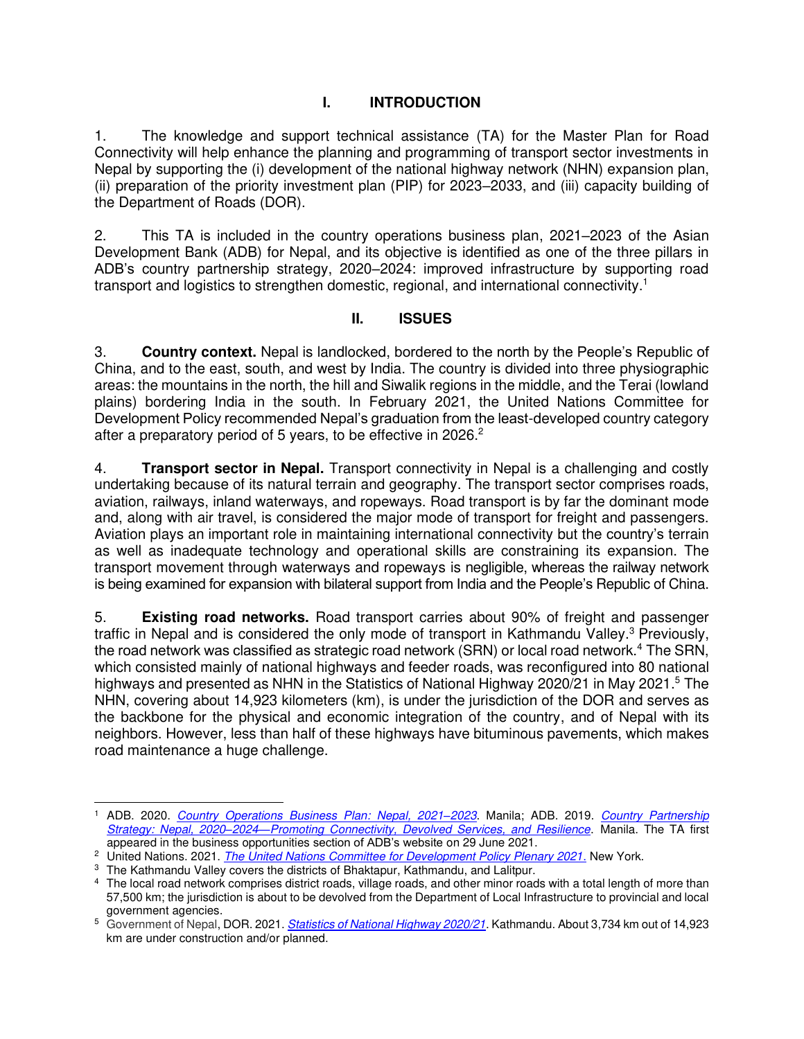# I. INTRODUCTION

1. The knowledge and support technical assistance (TA) for the Master Plan for Road Connectivity will help enhance the planning and programming of transport sector investments in Nepal by supporting the (i) development of the national highway network (NHN) expansion plan, (ii) preparation of the priority investment plan (PIP) for 2023–2033, and (iii) capacity building of the Department of Roads (DOR).

2. This TA is included in the country operations business plan, 2021–2023 of the Asian Development Bank (ADB) for Nepal, and its objective is identified as one of the three pillars in ADB's country partnership strategy, 2020–2024: improved infrastructure by supporting road transport and logistics to strengthen domestic, regional, and international connectivity.[1]

# II. ISSUES

3. **Country context.** Nepal is landlocked, bordered to the north by the People's Republic of China, and to the east, south, and west by India. The country is divided into three physiographic areas: the mountains in the north, the hill and Siwalik regions in the middle, and the Terai (lowland plains) bordering India in the south. In February 2021, the United Nations Committee for Development Policy recommended Nepal's graduation from the least-developed country category after a preparatory period of 5 years, to be effective in 2026.[2]

4. **Transport sector in Nepal.** Transport connectivity in Nepal is a challenging and costly undertaking because of its natural terrain and geography. The transport sector comprises roads, aviation, railways, inland waterways, and ropeways. Road transport is by far the dominant mode and, along with air travel, is considered the major mode of transport for freight and passengers. Aviation plays an important role in maintaining international connectivity but the country's terrain as well as inadequate technology and operational skills are constraining its expansion. The transport movement through waterways and ropeways is negligible, whereas the railway network is being examined for expansion with bilateral support from India and the People's Republic of China.

5. **Existing road networks.** Road transport carries about 90% of freight and passenger traffic in Nepal and is considered the only mode of transport in Kathmandu Valley.[3] Previously, the road network was classified as strategic road network (SRN) or local road network.[4] The SRN, which consisted mainly of national highways and feeder roads, was reconfigured into 80 national highways and presented as NHN in the Statistics of National Highway 2020/21 in May 2021.[5] The NHN, covering about 14,923 kilometers (km), is under the jurisdiction of the DOR and serves as the backbone for the physical and economic integration of the country, and of Nepal with its neighbors. However, less than half of these highways have bituminous pavements, which makes road maintenance a huge challenge.

---

[1] ADB. 2020. *Country Operations Business Plan: Nepal, 2021–2023*. Manila; ADB. 2019. *Country Partnership Strategy: Nepal, 2020–2024—Promoting Connectivity, Devolved Services, and Resilience*. Manila. The TA first appeared in the business opportunities section of ADB's website on 29 June 2021.

[2] United Nations. 2021. *The United Nations Committee for Development Policy Plenary 2021*. New York.

[3] The Kathmandu Valley covers the districts of Bhaktapur, Kathmandu, and Lalitpur.

[4] The local road network comprises district roads, village roads, and other minor roads with a total length of more than 57,500 km; the jurisdiction is about to be devolved from the Department of Local Infrastructure to provincial and local government agencies.

[5] Government of Nepal, DOR. 2021. *Statistics of National Highway 2020/21*. Kathmandu. About 3,734 km out of 14,923 km are under construction and/or planned.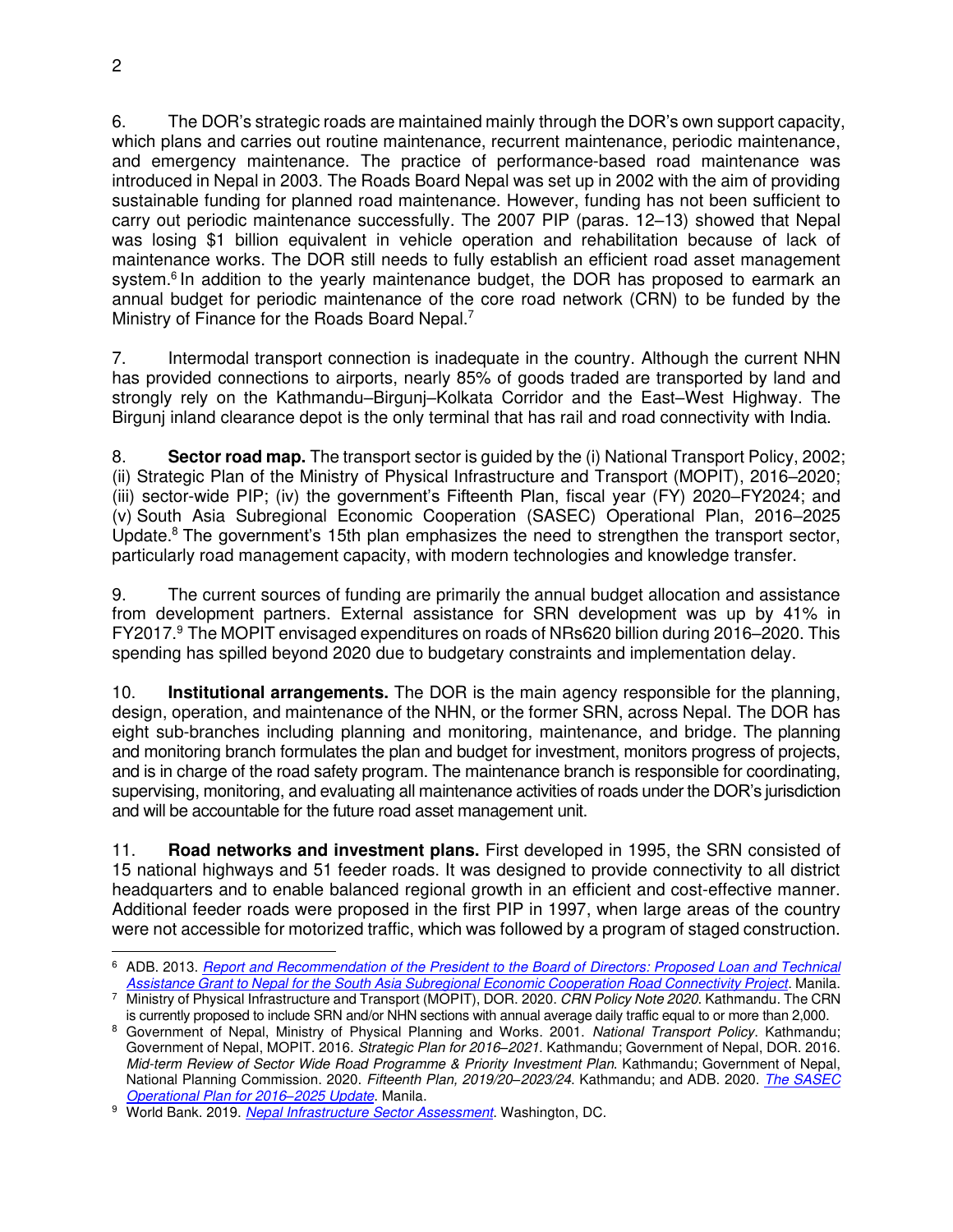6. The DOR's strategic roads are maintained mainly through the DOR's own support capacity, which plans and carries out routine maintenance, recurrent maintenance, periodic maintenance, and emergency maintenance. The practice of performance-based road maintenance was introduced in Nepal in 2003. The Roads Board Nepal was set up in 2002 with the aim of providing sustainable funding for planned road maintenance. However, funding has not been sufficient to carry out periodic maintenance successfully. The 2007 PIP (paras. 12–13) showed that Nepal was losing $1 billion equivalent in vehicle operation and rehabilitation because of lack of maintenance works. The DOR still needs to fully establish an efficient road asset management system.[6] In addition to the yearly maintenance budget, the DOR has proposed to earmark an annual budget for periodic maintenance of the core road network (CRN) to be funded by the Ministry of Finance for the Roads Board Nepal.[7]

7. Intermodal transport connection is inadequate in the country. Although the current NHN has provided connections to airports, nearly 85% of goods traded are transported by land and strongly rely on the Kathmandu–Birgunj–Kolkata Corridor and the East–West Highway. The Birgunj inland clearance depot is the only terminal that has rail and road connectivity with India.

8. **Sector road map.** The transport sector is guided by the (i) National Transport Policy, 2002; (ii) Strategic Plan of the Ministry of Physical Infrastructure and Transport (MOPIT), 2016–2020; (iii) sector-wide PIP; (iv) the government's Fifteenth Plan, fiscal year (FY) 2020–FY2024; and (v) South Asia Subregional Economic Cooperation (SASEC) Operational Plan, 2016–2025 Update.[8] The government's 15th plan emphasizes the need to strengthen the transport sector, particularly road management capacity, with modern technologies and knowledge transfer.

9. The current sources of funding are primarily the annual budget allocation and assistance from development partners. External assistance for SRN development was up by 41% in FY2017.[9] The MOPIT envisaged expenditures on roads of NRs620 billion during 2016–2020. This spending has spilled beyond 2020 due to budgetary constraints and implementation delay.

10. **Institutional arrangements.** The DOR is the main agency responsible for the planning, design, operation, and maintenance of the NHN, or the former SRN, across Nepal. The DOR has eight sub-branches including planning and monitoring, maintenance, and bridge. The planning and monitoring branch formulates the plan and budget for investment, monitors progress of projects, and is in charge of the road safety program. The maintenance branch is responsible for coordinating, supervising, monitoring, and evaluating all maintenance activities of roads under the DOR's jurisdiction and will be accountable for the future road asset management unit.

11. **Road networks and investment plans.** First developed in 1995, the SRN consisted of 15 national highways and 51 feeder roads. It was designed to provide connectivity to all district headquarters and to enable balanced regional growth in an efficient and cost-effective manner. Additional feeder roads were proposed in the first PIP in 1997, when large areas of the country were not accessible for motorized traffic, which was followed by a program of staged construction.

---

[6] ADB. 2013. *Report and Recommendation of the President to the Board of Directors: Proposed Loan and Technical Assistance Grant to Nepal for the South Asia Subregional Economic Cooperation Road Connectivity Project*. Manila.

[7] Ministry of Physical Infrastructure and Transport (MOPIT), DOR. 2020. *CRN Policy Note 2020*. Kathmandu. The CRN is currently proposed to include SRN and/or NHN sections with annual average daily traffic equal to or more than 2,000.

[8] Government of Nepal, Ministry of Physical Planning and Works. 2001. *National Transport Policy*. Kathmandu; Government of Nepal, MOPIT. 2016. *Strategic Plan for 2016–2021*. Kathmandu; Government of Nepal, DOR. 2016. *Mid-term Review of Sector Wide Road Programme & Priority Investment Plan*. Kathmandu; Government of Nepal, National Planning Commission. 2020. *Fifteenth Plan, 2019/20–2023/24*. Kathmandu; and ADB. 2020. *The SASEC Operational Plan for 2016–2025 Update*. Manila.

[9] World Bank. 2019. *Nepal Infrastructure Sector Assessment*. Washington, DC.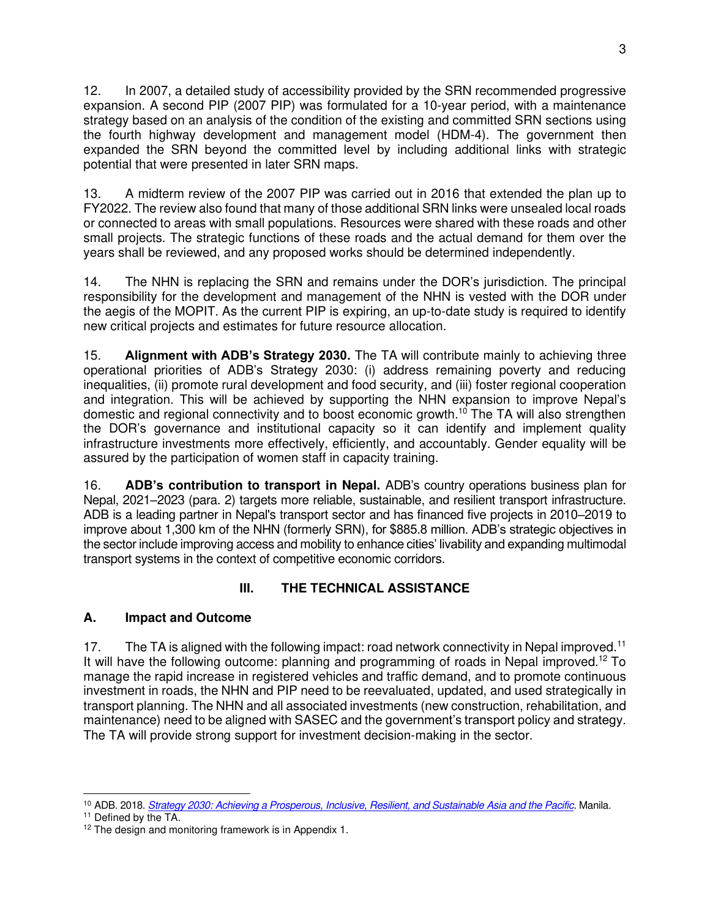12. In 2007, a detailed study of accessibility provided by the SRN recommended progressive expansion. A second PIP (2007 PIP) was formulated for a 10-year period, with a maintenance strategy based on an analysis of the condition of the existing and committed SRN sections using the fourth highway development and management model (HDM-4). The government then expanded the SRN beyond the committed level by including additional links with strategic potential that were presented in later SRN maps.

13. A midterm review of the 2007 PIP was carried out in 2016 that extended the plan up to FY2022. The review also found that many of those additional SRN links were unsealed local roads or connected to areas with small populations. Resources were shared with these roads and other small projects. The strategic functions of these roads and the actual demand for them over the years shall be reviewed, and any proposed works should be determined independently.

14. The NHN is replacing the SRN and remains under the DOR's jurisdiction. The principal responsibility for the development and management of the NHN is vested with the DOR under the aegis of the MOPIT. As the current PIP is expiring, an up-to-date study is required to identify new critical projects and estimates for future resource allocation.

15. **Alignment with ADB's Strategy 2030.** The TA will contribute mainly to achieving three operational priorities of ADB's Strategy 2030: (i) address remaining poverty and reducing inequalities, (ii) promote rural development and food security, and (iii) foster regional cooperation and integration. This will be achieved by supporting the NHN expansion to improve Nepal's domestic and regional connectivity and to boost economic growth.[10] The TA will also strengthen the DOR's governance and institutional capacity so it can identify and implement quality infrastructure investments more effectively, efficiently, and accountably. Gender equality will be assured by the participation of women staff in capacity training.

16. **ADB's contribution to transport in Nepal.** ADB's country operations business plan for Nepal, 2021–2023 (para. 2) targets more reliable, sustainable, and resilient transport infrastructure. ADB is a leading partner in Nepal's transport sector and has financed five projects in 2010–2019 to improve about 1,300 km of the NHN (formerly SRN), for $885.8 million. ADB's strategic objectives in the sector include improving access and mobility to enhance cities' livability and expanding multimodal transport systems in the context of competitive economic corridors.

## III. THE TECHNICAL ASSISTANCE

### A. Impact and Outcome

17. The TA is aligned with the following impact: road network connectivity in Nepal improved.[11] It will have the following outcome: planning and programming of roads in Nepal improved.[12] To manage the rapid increase in registered vehicles and traffic demand, and to promote continuous investment in roads, the NHN and PIP need to be reevaluated, updated, and used strategically in transport planning. The NHN and all associated investments (new construction, rehabilitation, and maintenance) need to be aligned with SASEC and the government's transport policy and strategy. The TA will provide strong support for investment decision-making in the sector.

---

[10] ADB. 2018. *Strategy 2030: Achieving a Prosperous, Inclusive, Resilient, and Sustainable Asia and the Pacific*. Manila.

[11] Defined by the TA.

[12] The design and monitoring framework is in Appendix 1.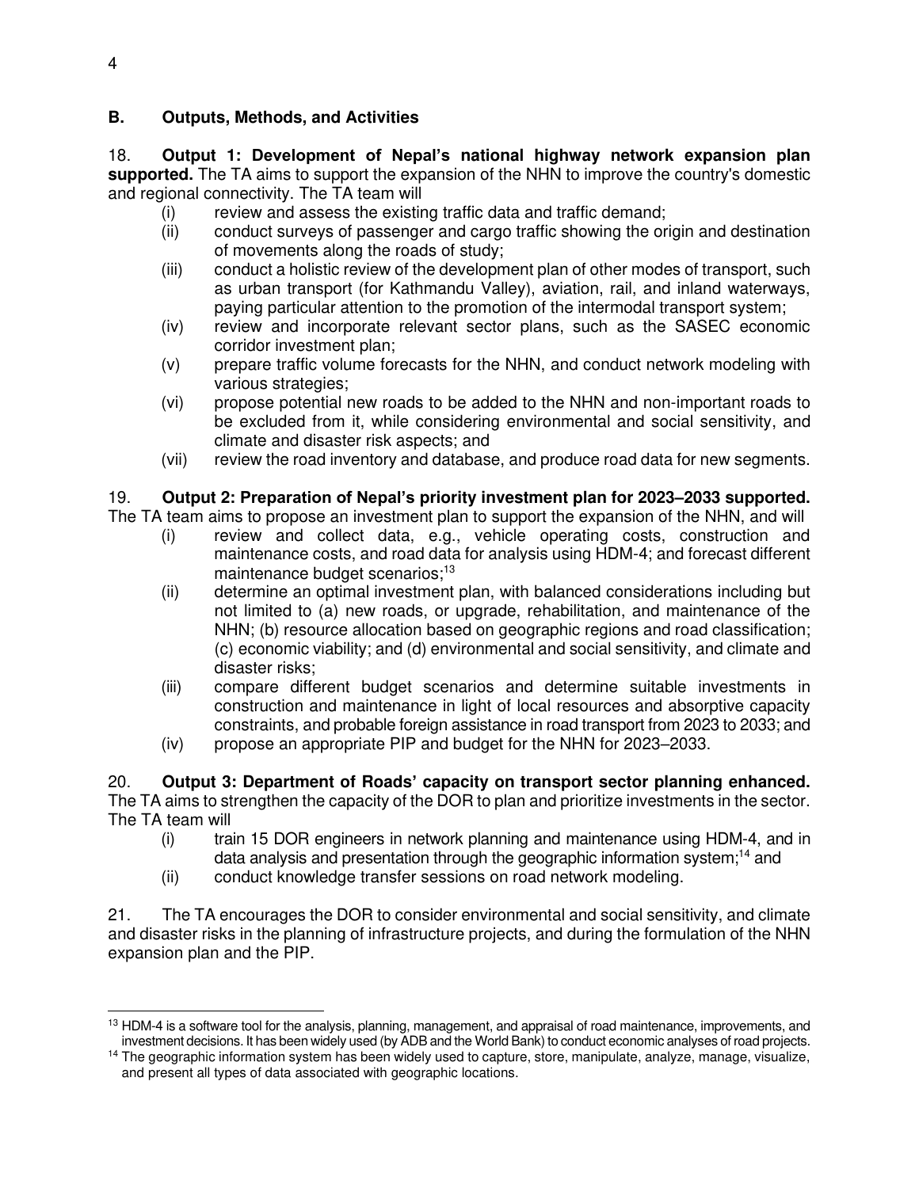## B. Outputs, Methods, and Activities

18. **Output 1: Development of Nepal's national highway network expansion plan supported.** The TA aims to support the expansion of the NHN to improve the country's domestic and regional connectivity. The TA team will

(i) review and assess the existing traffic data and traffic demand;
(ii) conduct surveys of passenger and cargo traffic showing the origin and destination of movements along the roads of study;
(iii) conduct a holistic review of the development plan of other modes of transport, such as urban transport (for Kathmandu Valley), aviation, rail, and inland waterways, paying particular attention to the promotion of the intermodal transport system;
(iv) review and incorporate relevant sector plans, such as the SASEC economic corridor investment plan;
(v) prepare traffic volume forecasts for the NHN, and conduct network modeling with various strategies;
(vi) propose potential new roads to be added to the NHN and non-important roads to be excluded from it, while considering environmental and social sensitivity, and climate and disaster risk aspects; and
(vii) review the road inventory and database, and produce road data for new segments.

19. **Output 2: Preparation of Nepal's priority investment plan for 2023–2033 supported.** The TA team aims to propose an investment plan to support the expansion of the NHN, and will

(i) review and collect data, e.g., vehicle operating costs, construction and maintenance costs, and road data for analysis using HDM-4; and forecast different maintenance budget scenarios;[13]
(ii) determine an optimal investment plan, with balanced considerations including but not limited to (a) new roads, or upgrade, rehabilitation, and maintenance of the NHN; (b) resource allocation based on geographic regions and road classification; (c) economic viability; and (d) environmental and social sensitivity, and climate and disaster risks;
(iii) compare different budget scenarios and determine suitable investments in construction and maintenance in light of local resources and absorptive capacity constraints, and probable foreign assistance in road transport from 2023 to 2033; and
(iv) propose an appropriate PIP and budget for the NHN for 2023–2033.

20. **Output 3: Department of Roads' capacity on transport sector planning enhanced.** The TA aims to strengthen the capacity of the DOR to plan and prioritize investments in the sector. The TA team will

(i) train 15 DOR engineers in network planning and maintenance using HDM-4, and in data analysis and presentation through the geographic information system;[14] and
(ii) conduct knowledge transfer sessions on road network modeling.

21. The TA encourages the DOR to consider environmental and social sensitivity, and climate and disaster risks in the planning of infrastructure projects, and during the formulation of the NHN expansion plan and the PIP.

---

[13] HDM-4 is a software tool for the analysis, planning, management, and appraisal of road maintenance, improvements, and investment decisions. It has been widely used (by ADB and the World Bank) to conduct economic analyses of road projects.

[14] The geographic information system has been widely used to capture, store, manipulate, analyze, manage, visualize, and present all types of data associated with geographic locations.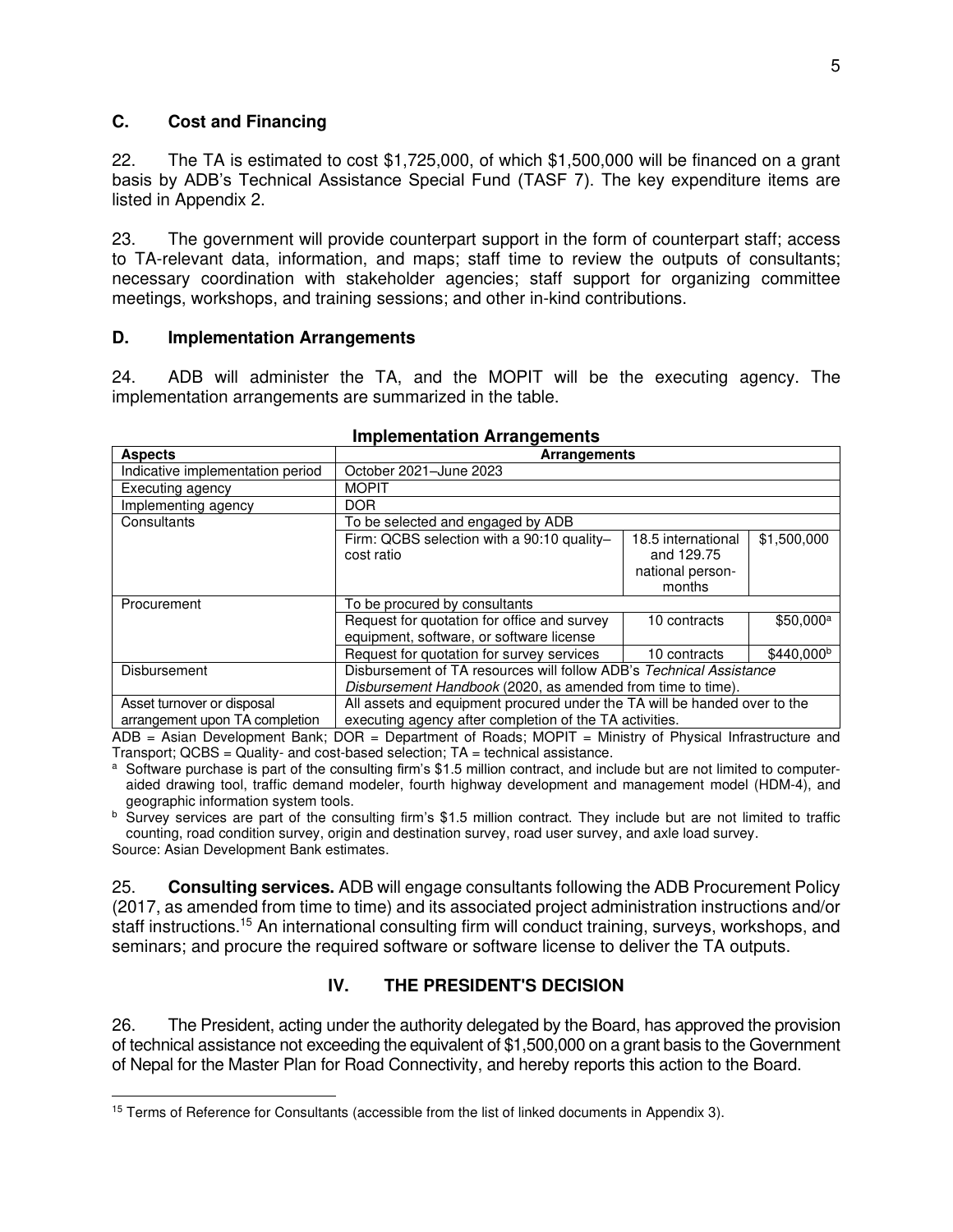### C. Cost and Financing

22. The TA is estimated to cost $1,725,000, of which $1,500,000 will be financed on a grant basis by ADB's Technical Assistance Special Fund (TASF 7). The key expenditure items are listed in Appendix 2.

23. The government will provide counterpart support in the form of counterpart staff; access to TA-relevant data, information, and maps; staff time to review the outputs of consultants; necessary coordination with stakeholder agencies; staff support for organizing committee meetings, workshops, and training sessions; and other in-kind contributions.

### D. Implementation Arrangements

24. ADB will administer the TA, and the MOPIT will be the executing agency. The implementation arrangements are summarized in the table.

**Implementation Arrangements**

| Aspects | Arrangements | | |
|---|---|---|---|
| Indicative implementation period | October 2021–June 2023 | | |
| Executing agency | MOPIT | | |
| Implementing agency | DOR | | |
| Consultants | To be selected and engaged by ADB | | |
| | Firm: QCBS selection with a 90:10 quality–cost ratio | 18.5 international and 129.75 national person-months | $1,500,000 |
| Procurement | To be procured by consultants | | |
| | Request for quotation for office and survey equipment, software, or software license | 10 contracts | $50,000[a] |
| | Request for quotation for survey services | 10 contracts | $440,000[b] |
| Disbursement | Disbursement of TA resources will follow ADB's *Technical Assistance Disbursement Handbook* (2020, as amended from time to time). | | |
| Asset turnover or disposal arrangement upon TA completion | All assets and equipment procured under the TA will be handed over to the executing agency after completion of the TA activities. | | |

ADB = Asian Development Bank; DOR = Department of Roads; MOPIT = Ministry of Physical Infrastructure and Transport; QCBS = Quality- and cost-based selection; TA = technical assistance.

[a] Software purchase is part of the consulting firm's $1.5 million contract, and include but are not limited to computer-aided drawing tool, traffic demand modeler, fourth highway development and management model (HDM-4), and geographic information system tools.

[b] Survey services are part of the consulting firm's $1.5 million contract. They include but are not limited to traffic counting, road condition survey, origin and destination survey, road user survey, and axle load survey.

Source: Asian Development Bank estimates.

25. **Consulting services.** ADB will engage consultants following the ADB Procurement Policy (2017, as amended from time to time) and its associated project administration instructions and/or staff instructions.[15] An international consulting firm will conduct training, surveys, workshops, and seminars; and procure the required software or software license to deliver the TA outputs.

## IV. THE PRESIDENT'S DECISION

26. The President, acting under the authority delegated by the Board, has approved the provision of technical assistance not exceeding the equivalent of $1,500,000 on a grant basis to the Government of Nepal for the Master Plan for Road Connectivity, and hereby reports this action to the Board.

[15] Terms of Reference for Consultants (accessible from the list of linked documents in Appendix 3).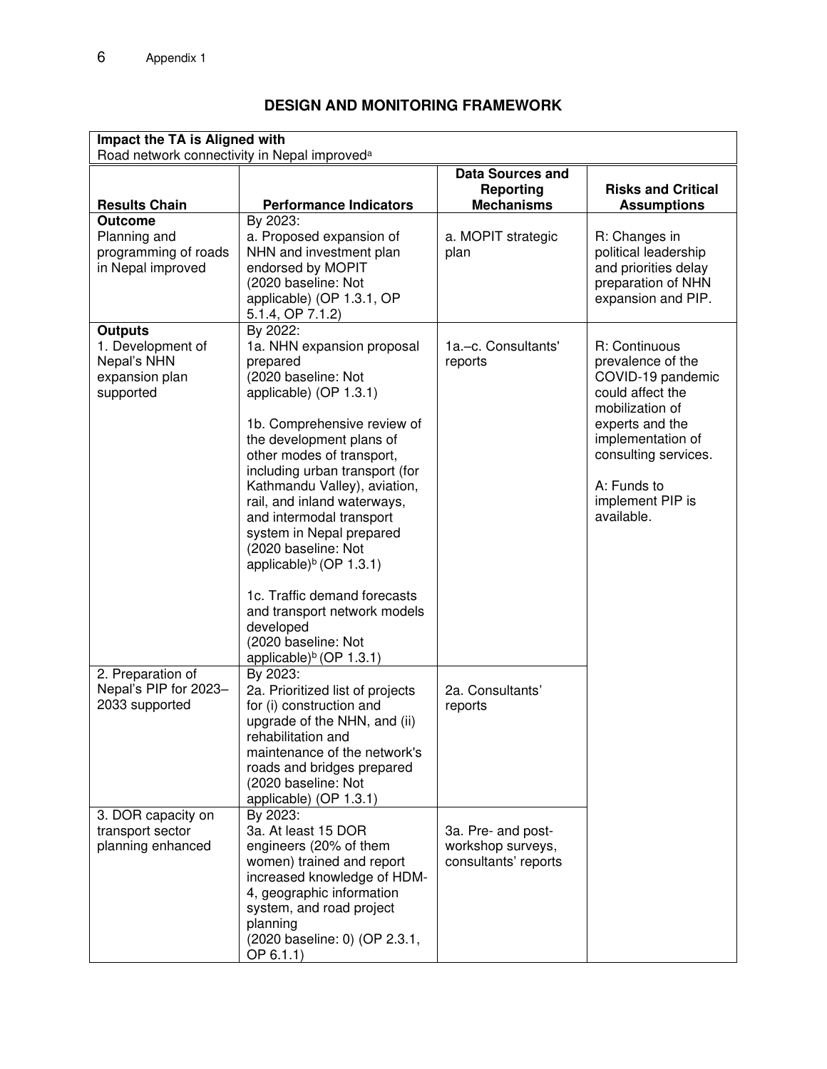## DESIGN AND MONITORING FRAMEWORK

| **Impact the TA is Aligned with** | | | |
|---|---|---|---|
| Road network connectivity in Nepal improved[a] | | | |
| **Results Chain** | **Performance Indicators** | **Data Sources and Reporting Mechanisms** | **Risks and Critical Assumptions** |
| **Outcome**<br>Planning and programming of roads in Nepal improved | By 2023:<br>a. Proposed expansion of NHN and investment plan endorsed by MOPIT<br>(2020 baseline: Not applicable) (OP 1.3.1, OP 5.1.4, OP 7.1.2) | a. MOPIT strategic plan | R: Changes in political leadership and priorities delay preparation of NHN expansion and PIP. |
| **Outputs**<br>1. Development of Nepal's NHN expansion plan supported | By 2022:<br>1a. NHN expansion proposal prepared<br>(2020 baseline: Not applicable) (OP 1.3.1)<br><br>1b. Comprehensive review of the development plans of other modes of transport, including urban transport (for Kathmandu Valley), aviation, rail, and inland waterways, and intermodal transport system in Nepal prepared<br>(2020 baseline: Not applicable)[b] (OP 1.3.1)<br><br>1c. Traffic demand forecasts and transport network models developed<br>(2020 baseline: Not applicable)[b] (OP 1.3.1) | 1a.–c. Consultants' reports | R: Continuous prevalence of the COVID-19 pandemic could affect the mobilization of experts and the implementation of consulting services.<br><br>A: Funds to implement PIP is available. |
| 2. Preparation of Nepal's PIP for 2023–2033 supported | By 2023:<br>2a. Prioritized list of projects for (i) construction and upgrade of the NHN, and (ii) rehabilitation and maintenance of the network's roads and bridges prepared<br>(2020 baseline: Not applicable) (OP 1.3.1) | 2a. Consultants' reports | |
| 3. DOR capacity on transport sector planning enhanced | By 2023:<br>3a. At least 15 DOR engineers (20% of them women) trained and report increased knowledge of HDM-4, geographic information system, and road project planning<br>(2020 baseline: 0) (OP 2.3.1, OP 6.1.1) | 3a. Pre- and post-workshop surveys, consultants' reports | |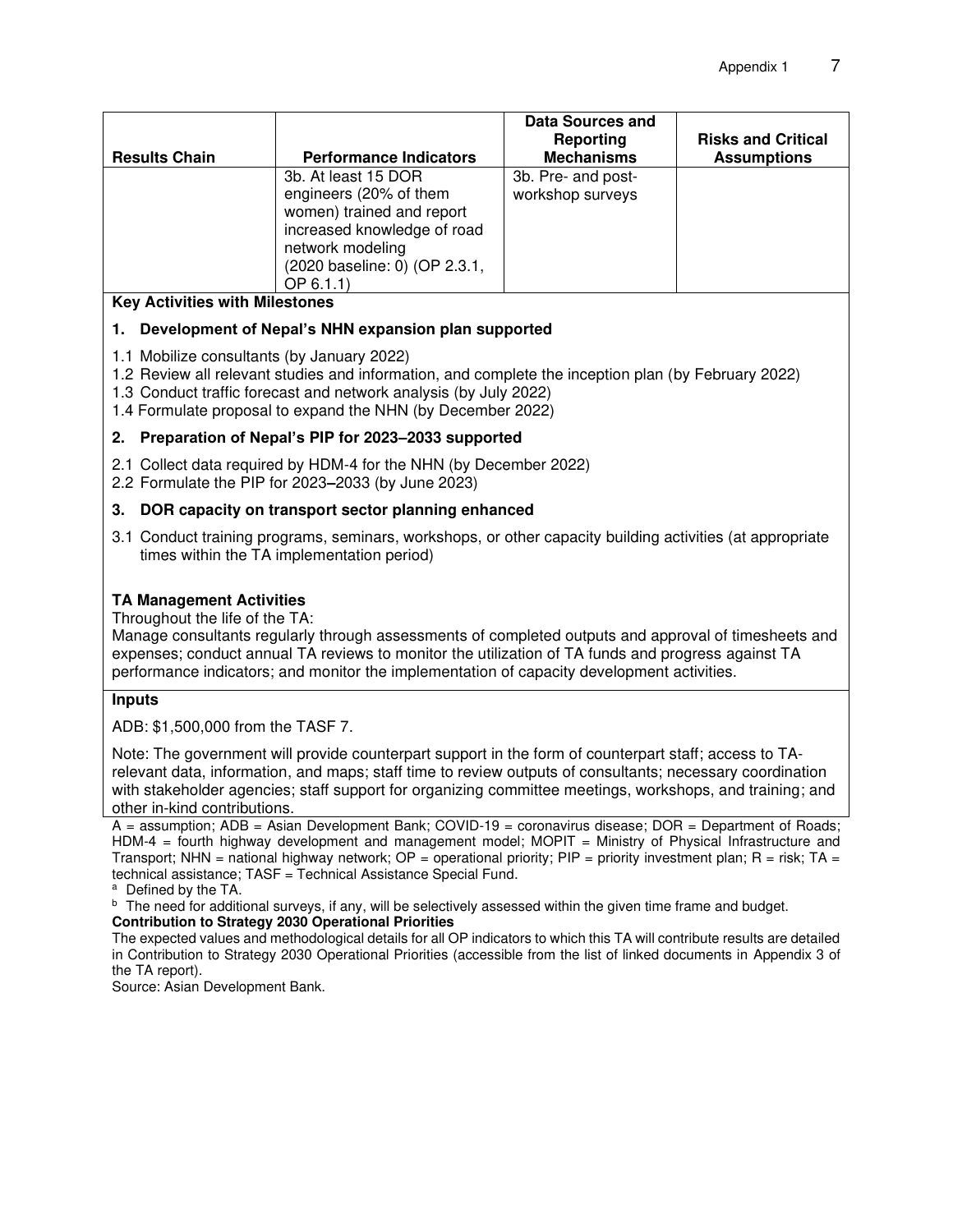| Results Chain | Performance Indicators | Data Sources and Reporting Mechanisms | Risks and Critical Assumptions |
|---|---|---|---|
| | 3b. At least 15 DOR engineers (20% of them women) trained and report increased knowledge of road network modeling (2020 baseline: 0) (OP 2.3.1, OP 6.1.1) | 3b. Pre- and post-workshop surveys | |

**Key Activities with Milestones**

**1. Development of Nepal's NHN expansion plan supported**

1.1 Mobilize consultants (by January 2022)
1.2 Review all relevant studies and information, and complete the inception plan (by February 2022)
1.3 Conduct traffic forecast and network analysis (by July 2022)
1.4 Formulate proposal to expand the NHN (by December 2022)

**2. Preparation of Nepal's PIP for 2023–2033 supported**

2.1 Collect data required by HDM-4 for the NHN (by December 2022)
2.2 Formulate the PIP for 2023–2033 (by June 2023)

**3. DOR capacity on transport sector planning enhanced**

3.1 Conduct training programs, seminars, workshops, or other capacity building activities (at appropriate times within the TA implementation period)

**TA Management Activities**

Throughout the life of the TA:
Manage consultants regularly through assessments of completed outputs and approval of timesheets and expenses; conduct annual TA reviews to monitor the utilization of TA funds and progress against TA performance indicators; and monitor the implementation of capacity development activities.

**Inputs**

ADB: $1,500,000 from the TASF 7.

Note: The government will provide counterpart support in the form of counterpart staff; access to TA-relevant data, information, and maps; staff time to review outputs of consultants; necessary coordination with stakeholder agencies; staff support for organizing committee meetings, workshops, and training; and other in-kind contributions.

A = assumption; ADB = Asian Development Bank; COVID-19 = coronavirus disease; DOR = Department of Roads; HDM-4 = fourth highway development and management model; MOPIT = Ministry of Physical Infrastructure and Transport; NHN = national highway network; OP = operational priority; PIP = priority investment plan; R = risk; TA = technical assistance; TASF = Technical Assistance Special Fund.

[a] Defined by the TA.

[b] The need for additional surveys, if any, will be selectively assessed within the given time frame and budget.

**Contribution to Strategy 2030 Operational Priorities**

The expected values and methodological details for all OP indicators to which this TA will contribute results are detailed in Contribution to Strategy 2030 Operational Priorities (accessible from the list of linked documents in Appendix 3 of the TA report).

Source: Asian Development Bank.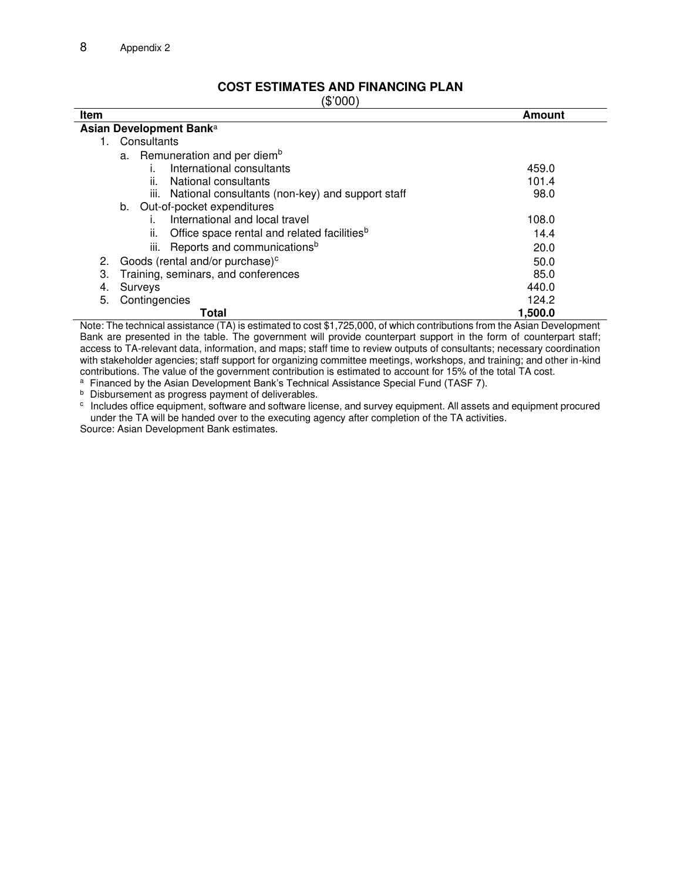Appendix 2

## COST ESTIMATES AND FINANCING PLAN

($'000)

| Item | Amount |
|---|---|
| **Asian Development Bank**[a] | |
| 1. Consultants | |
| a. Remuneration and per diem[b] | |
| i. International consultants | 459.0 |
| ii. National consultants | 101.4 |
| iii. National consultants (non-key) and support staff | 98.0 |
| b. Out-of-pocket expenditures | |
| i. International and local travel | 108.0 |
| ii. Office space rental and related facilities[b] | 14.4 |
| iii. Reports and communications[b] | 20.0 |
| 2. Goods (rental and/or purchase)[c] | 50.0 |
| 3. Training, seminars, and conferences | 85.0 |
| 4. Surveys | 440.0 |
| 5. Contingencies | 124.2 |
| **Total** | **1,500.0** |

Note: The technical assistance (TA) is estimated to cost $1,725,000, of which contributions from the Asian Development Bank are presented in the table. The government will provide counterpart support in the form of counterpart staff; access to TA-relevant data, information, and maps; staff time to review outputs of consultants; necessary coordination with stakeholder agencies; staff support for organizing committee meetings, workshops, and training; and other in-kind contributions. The value of the government contribution is estimated to account for 15% of the total TA cost.

[a] Financed by the Asian Development Bank's Technical Assistance Special Fund (TASF 7).

[b] Disbursement as progress payment of deliverables.

[c] Includes office equipment, software and software license, and survey equipment. All assets and equipment procured under the TA will be handed over to the executing agency after completion of the TA activities.

Source: Asian Development Bank estimates.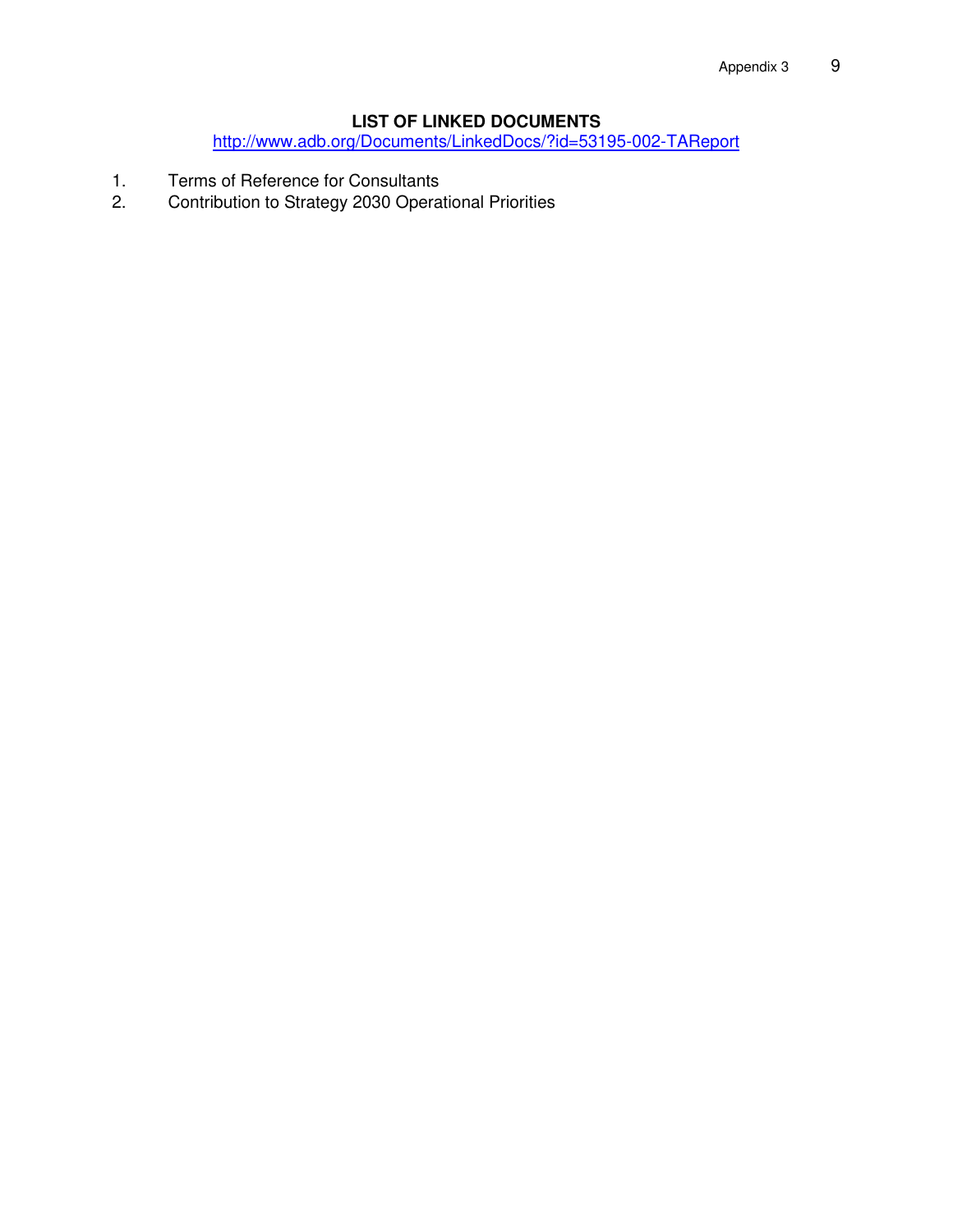## LIST OF LINKED DOCUMENTS

http://www.adb.org/Documents/LinkedDocs/?id=53195-002-TAReport

1. Terms of Reference for Consultants
2. Contribution to Strategy 2030 Operational Priorities